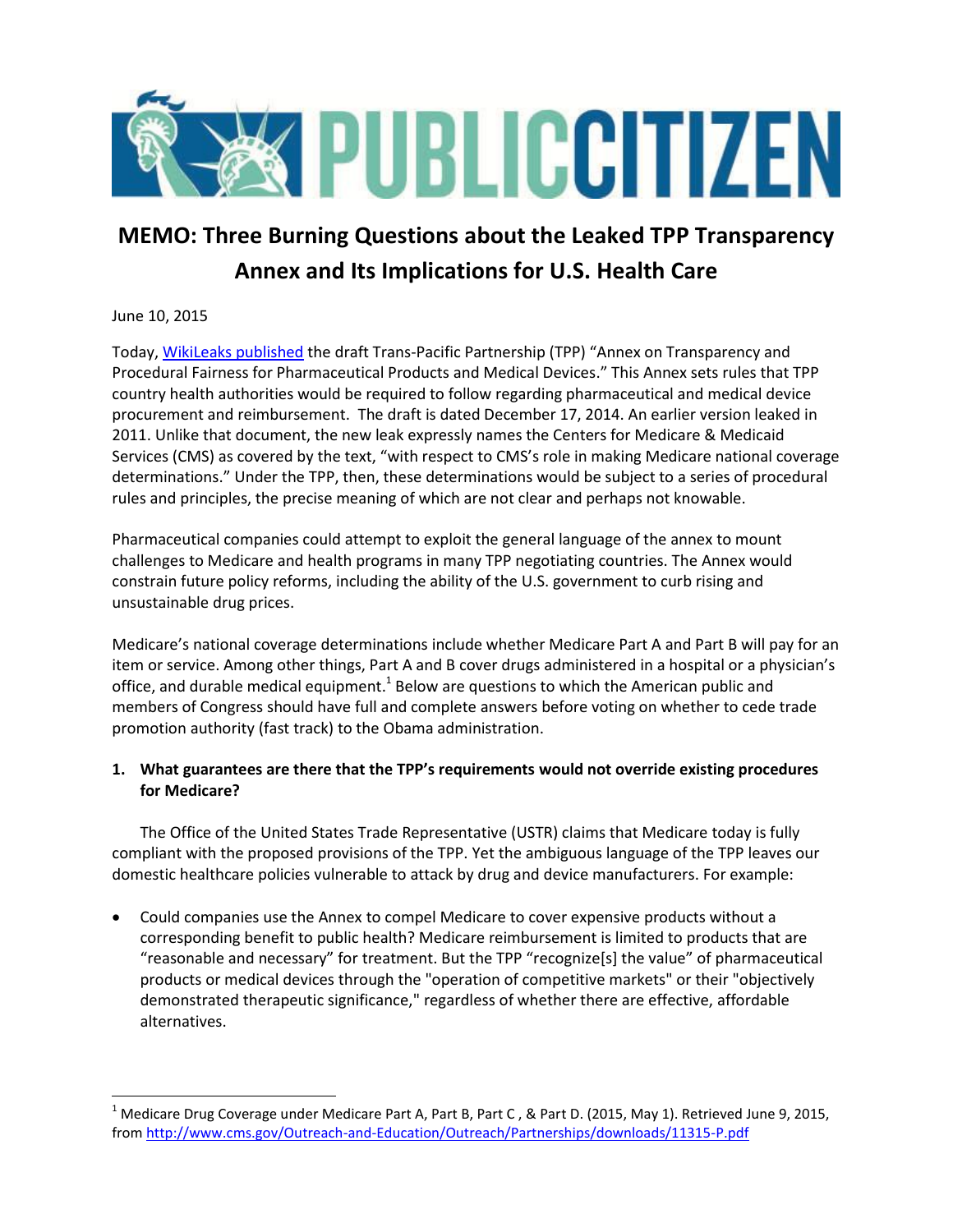PUBLIC CITIZEN

# MEMO: Three Burning Questions about the Leaked TPP Transparency Annex and Its Implications for U.S. Health Care

June 10, 2015

Today, [WikiLeaks published](#) the draft Trans-Pacific Partnership (TPP) "Annex on Transparency and Procedural Fairness for Pharmaceutical Products and Medical Devices." This Annex sets rules that TPP country health authorities would be required to follow regarding pharmaceutical and medical device procurement and reimbursement. The draft is dated December 17, 2014. An earlier version leaked in 2011. Unlike that document, the new leak expressly names the Centers for Medicare & Medicaid Services (CMS) as covered by the text, "with respect to CMS's role in making Medicare national coverage determinations." Under the TPP, then, these determinations would be subject to a series of procedural rules and principles, the precise meaning of which are not clear and perhaps not knowable.

Pharmaceutical companies could attempt to exploit the general language of the annex to mount challenges to Medicare and health programs in many TPP negotiating countries. The Annex would constrain future policy reforms, including the ability of the U.S. government to curb rising and unsustainable drug prices.

Medicare's national coverage determinations include whether Medicare Part A and Part B will pay for an item or service. Among other things, Part A and B cover drugs administered in a hospital or a physician's office, and durable medical equipment.[1] Below are questions to which the American public and members of Congress should have full and complete answers before voting on whether to cede trade promotion authority (fast track) to the Obama administration.

**1. What guarantees are there that the TPP's requirements would not override existing procedures for Medicare?**

The Office of the United States Trade Representative (USTR) claims that Medicare today is fully compliant with the proposed provisions of the TPP. Yet the ambiguous language of the TPP leaves our domestic healthcare policies vulnerable to attack by drug and device manufacturers. For example:

- Could companies use the Annex to compel Medicare to cover expensive products without a corresponding benefit to public health? Medicare reimbursement is limited to products that are "reasonable and necessary" for treatment. But the TPP "recognize[s] the value" of pharmaceutical products or medical devices through the "operation of competitive markets" or their "objectively demonstrated therapeutic significance," regardless of whether there are effective, affordable alternatives.

---

[1] Medicare Drug Coverage under Medicare Part A, Part B, Part C , & Part D. (2015, May 1). Retrieved June 9, 2015, from http://www.cms.gov/Outreach-and-Education/Outreach/Partnerships/downloads/11315-P.pdf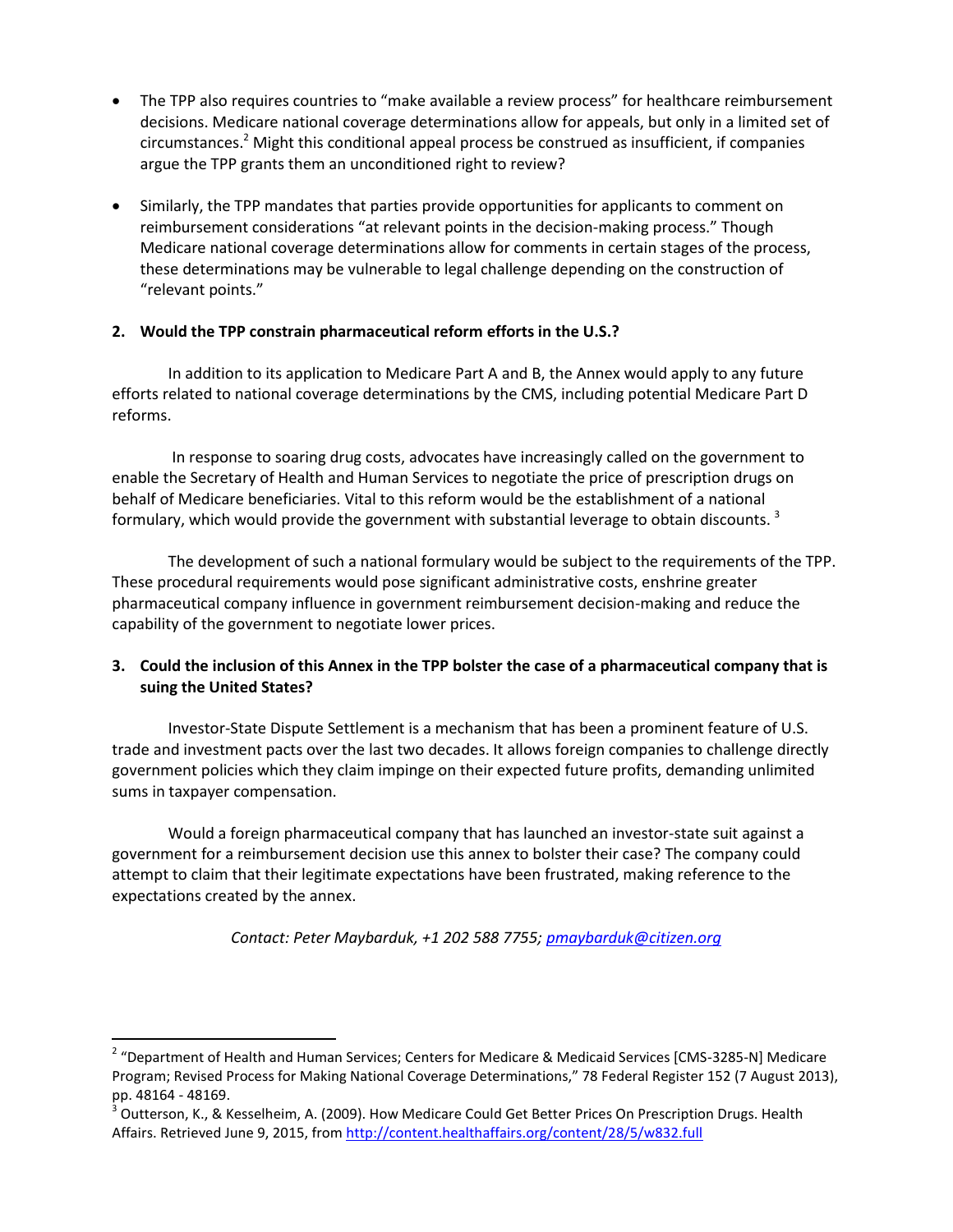- The TPP also requires countries to "make available a review process" for healthcare reimbursement decisions. Medicare national coverage determinations allow for appeals, but only in a limited set of circumstances.[2] Might this conditional appeal process be construed as insufficient, if companies argue the TPP grants them an unconditioned right to review?

- Similarly, the TPP mandates that parties provide opportunities for applicants to comment on reimbursement considerations "at relevant points in the decision-making process." Though Medicare national coverage determinations allow for comments in certain stages of the process, these determinations may be vulnerable to legal challenge depending on the construction of "relevant points."

**2. Would the TPP constrain pharmaceutical reform efforts in the U.S.?**

In addition to its application to Medicare Part A and B, the Annex would apply to any future efforts related to national coverage determinations by the CMS, including potential Medicare Part D reforms.

In response to soaring drug costs, advocates have increasingly called on the government to enable the Secretary of Health and Human Services to negotiate the price of prescription drugs on behalf of Medicare beneficiaries. Vital to this reform would be the establishment of a national formulary, which would provide the government with substantial leverage to obtain discounts.[3]

The development of such a national formulary would be subject to the requirements of the TPP. These procedural requirements would pose significant administrative costs, enshrine greater pharmaceutical company influence in government reimbursement decision-making and reduce the capability of the government to negotiate lower prices.

**3. Could the inclusion of this Annex in the TPP bolster the case of a pharmaceutical company that is suing the United States?**

Investor-State Dispute Settlement is a mechanism that has been a prominent feature of U.S. trade and investment pacts over the last two decades. It allows foreign companies to challenge directly government policies which they claim impinge on their expected future profits, demanding unlimited sums in taxpayer compensation.

Would a foreign pharmaceutical company that has launched an investor-state suit against a government for a reimbursement decision use this annex to bolster their case? The company could attempt to claim that their legitimate expectations have been frustrated, making reference to the expectations created by the annex.

*Contact: Peter Maybarduk, +1 202 588 7755; pmaybarduk@citizen.org*

---

[2] "Department of Health and Human Services; Centers for Medicare & Medicaid Services [CMS-3285-N] Medicare Program; Revised Process for Making National Coverage Determinations," 78 Federal Register 152 (7 August 2013), pp. 48164 - 48169.

[3] Outterson, K., & Kesselheim, A. (2009). How Medicare Could Get Better Prices On Prescription Drugs. Health Affairs. Retrieved June 9, 2015, from http://content.healthaffairs.org/content/28/5/w832.full